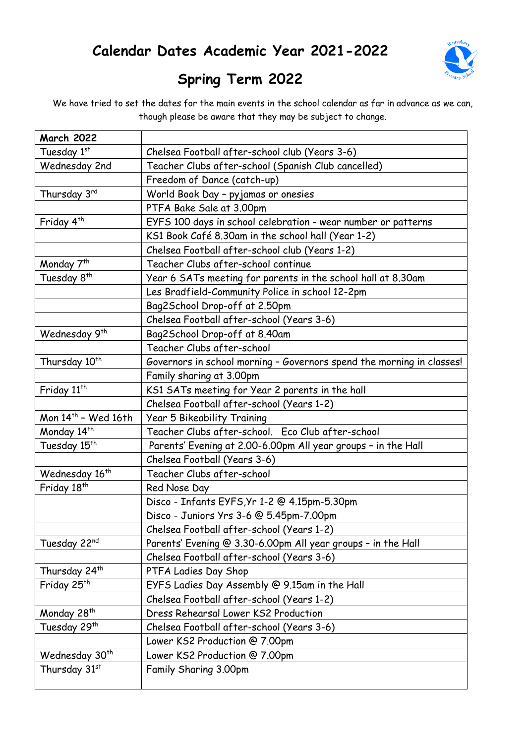# Calendar Dates Academic Year 2021-2022

## Spring Term 2022

We have tried to set the dates for the main events in the school calendar as far in advance as we can, though please be aware that they may be subject to change.

| **March 2022** | |
|---|---|
| Tuesday 1st | Chelsea Football after-school club (Years 3-6) |
| Wednesday 2nd | Teacher Clubs after-school (Spanish Club cancelled) |
| | Freedom of Dance (catch-up) |
| Thursday 3rd | World Book Day – pyjamas or onesies |
| | PTFA Bake Sale at 3.00pm |
| Friday 4th | EYFS 100 days in school celebration - wear number or patterns |
| | KS1 Book Café 8.30am in the school hall (Year 1-2) |
| | Chelsea Football after-school club (Years 1-2) |
| Monday 7th | Teacher Clubs after-school continue |
| Tuesday 8th | Year 6 SATs meeting for parents in the school hall at 8.30am |
| | Les Bradfield-Community Police in school 12-2pm |
| | Bag2School Drop-off at 2.50pm |
| | Chelsea Football after-school (Years 3-6) |
| Wednesday 9th | Bag2School Drop-off at 8.40am |
| | Teacher Clubs after-school |
| Thursday 10th | Governors in school morning – Governors spend the morning in classes! |
| | Family sharing at 3.00pm |
| Friday 11th | KS1 SATs meeting for Year 2 parents in the hall |
| | Chelsea Football after-school (Years 1-2) |
| Mon 14th – Wed 16th | Year 5 Bikeability Training |
| Monday 14th | Teacher Clubs after-school. Eco Club after-school |
| Tuesday 15th | Parents' Evening at 2.00-6.00pm All year groups – in the Hall |
| | Chelsea Football (Years 3-6) |
| Wednesday 16th | Teacher Clubs after-school |
| Friday 18th | Red Nose Day |
| | Disco - Infants EYFS,Yr 1-2 @ 4.15pm-5.30pm<br>Disco - Juniors Yrs 3-6 @ 5.45pm-7.00pm |
| | Chelsea Football after-school (Years 1-2) |
| Tuesday 22nd | Parents' Evening @ 3.30-6.00pm All year groups – in the Hall |
| | Chelsea Football after-school (Years 3-6) |
| Thursday 24th | PTFA Ladies Day Shop |
| Friday 25th | EYFS Ladies Day Assembly @ 9.15am in the Hall |
| | Chelsea Football after-school (Years 1-2) |
| Monday 28th | Dress Rehearsal Lower KS2 Production |
| Tuesday 29th | Chelsea Football after-school (Years 3-6) |
| | Lower KS2 Production @ 7.00pm |
| Wednesday 30th | Lower KS2 Production @ 7.00pm |
| Thursday 31st | Family Sharing 3.00pm |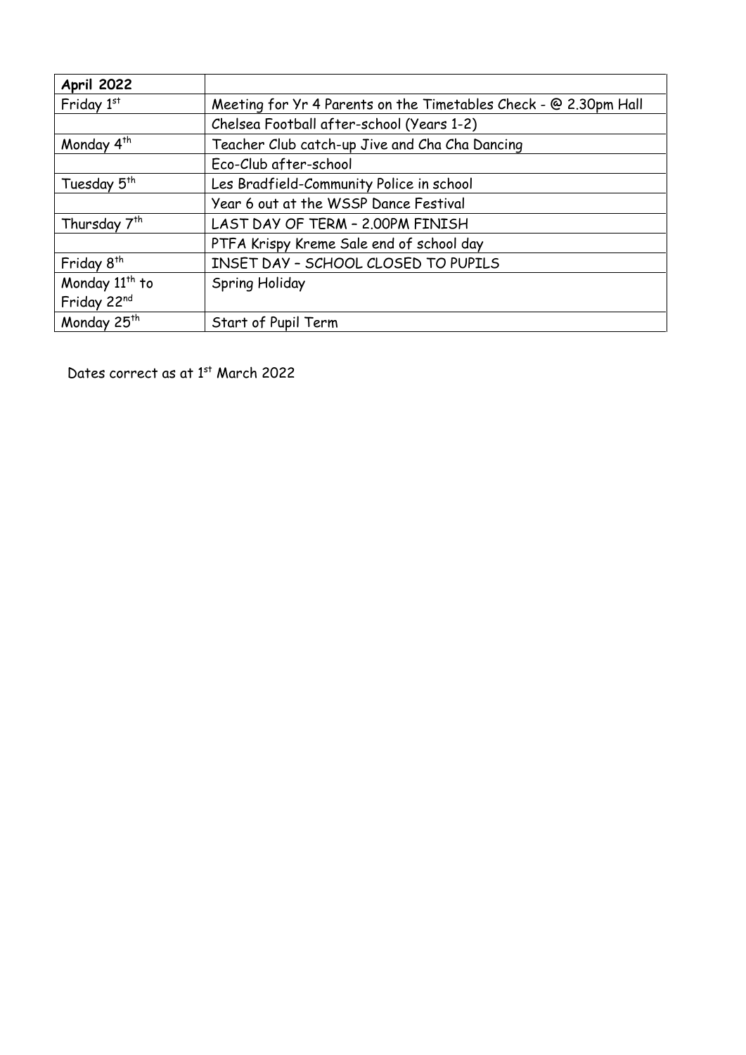| **April 2022** | |
|---|---|
| Friday 1st | Meeting for Yr 4 Parents on the Timetables Check - @ 2.30pm Hall |
| | Chelsea Football after-school (Years 1-2) |
| Monday 4th | Teacher Club catch-up Jive and Cha Cha Dancing |
| | Eco-Club after-school |
| Tuesday 5th | Les Bradfield-Community Police in school |
| | Year 6 out at the WSSP Dance Festival |
| Thursday 7th | LAST DAY OF TERM – 2.00PM FINISH |
| | PTFA Krispy Kreme Sale end of school day |
| Friday 8th | INSET DAY – SCHOOL CLOSED TO PUPILS |
| Monday 11th to Friday 22nd | Spring Holiday |
| Monday 25th | Start of Pupil Term |

Dates correct as at 1st March 2022